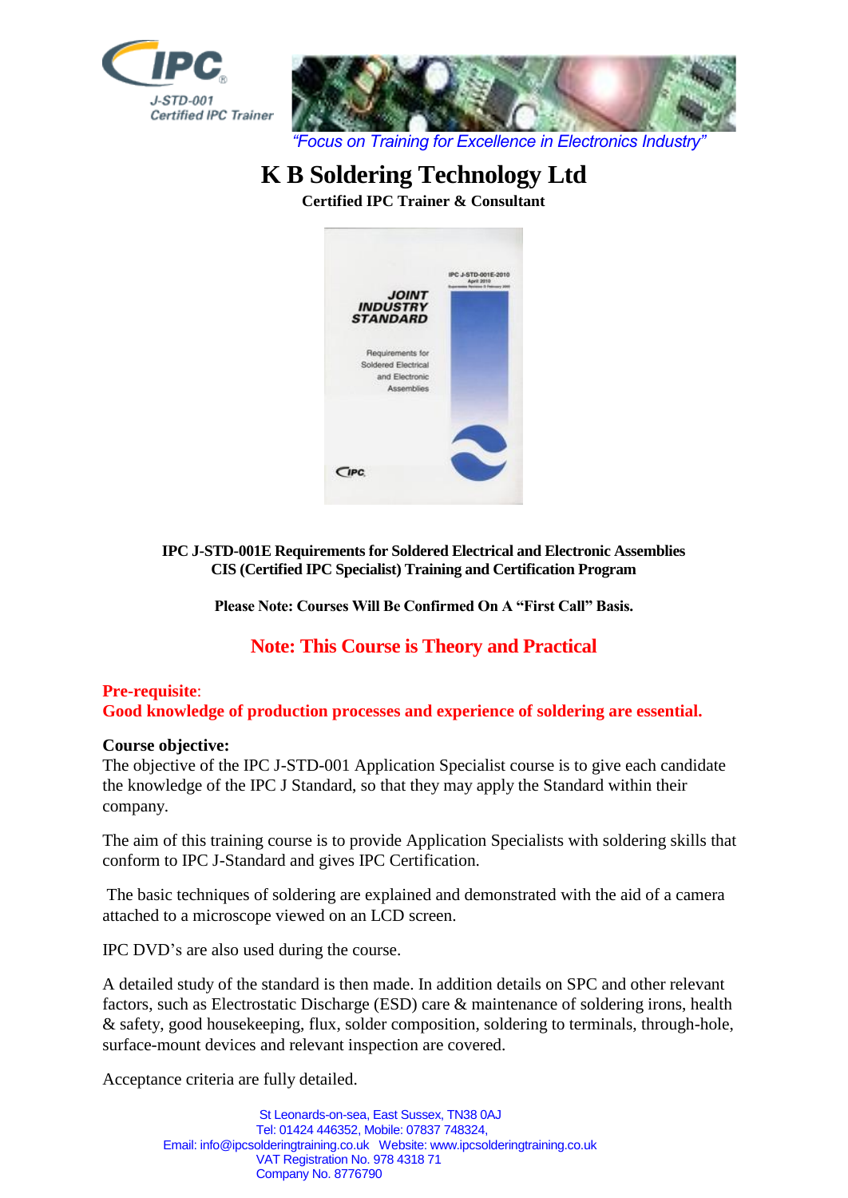*"Focus on Training for Excellence in Electronics Industry"*

# K B Soldering Technology Ltd

**Certified IPC Trainer & Consultant**

**IPC J-STD-001E Requirements for Soldered Electrical and Electronic Assemblies**
**CIS (Certified IPC Specialist) Training and Certification Program**

**Please Note: Courses Will Be Confirmed On A "First Call" Basis.**

**Note: This Course is Theory and Practical**

**Pre-requisite**:
**Good knowledge of production processes and experience of soldering are essential.**

**Course objective:**
The objective of the IPC J-STD-001 Application Specialist course is to give each candidate the knowledge of the IPC J Standard, so that they may apply the Standard within their company.

The aim of this training course is to provide Application Specialists with soldering skills that conform to IPC J-Standard and gives IPC Certification.

The basic techniques of soldering are explained and demonstrated with the aid of a camera attached to a microscope viewed on an LCD screen.

IPC DVD's are also used during the course.

A detailed study of the standard is then made. In addition details on SPC and other relevant factors, such as Electrostatic Discharge (ESD) care & maintenance of soldering irons, health & safety, good housekeeping, flux, solder composition, soldering to terminals, through-hole, surface-mount devices and relevant inspection are covered.

Acceptance criteria are fully detailed.

St Leonards-on-sea, East Sussex, TN38 0AJ
Tel: 01424 446352, Mobile: 07837 748324,
Email: info@ipcsolderingtraining.co.uk Website: www.ipcsolderingtraining.co.uk
VAT Registration No. 978 4318 71
Company No. 8776790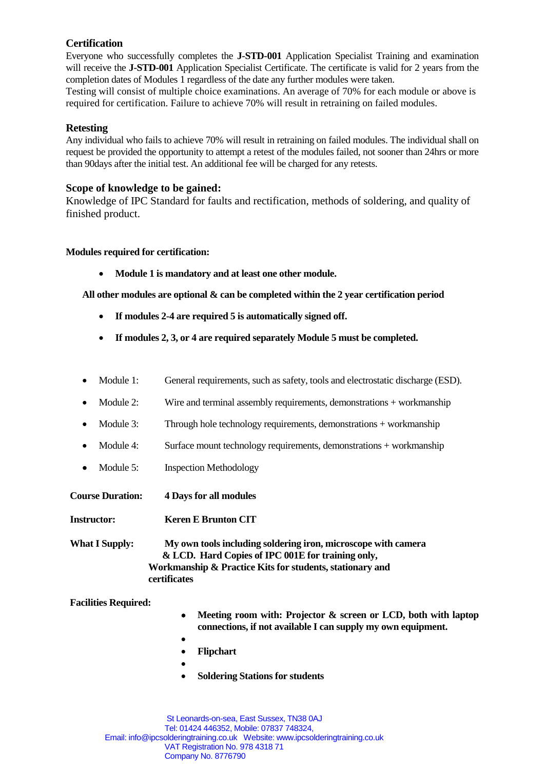## Certification

Everyone who successfully completes the **J-STD-001** Application Specialist Training and examination will receive the **J-STD-001** Application Specialist Certificate. The certificate is valid for 2 years from the completion dates of Modules 1 regardless of the date any further modules were taken.
Testing will consist of multiple choice examinations. An average of 70% for each module or above is required for certification. Failure to achieve 70% will result in retraining on failed modules.

## Retesting

Any individual who fails to achieve 70% will result in retraining on failed modules. The individual shall on request be provided the opportunity to attempt a retest of the modules failed, not sooner than 24hrs or more than 90days after the initial test. An additional fee will be charged for any retests.

## Scope of knowledge to be gained:

Knowledge of IPC Standard for faults and rectification, methods of soldering, and quality of finished product.

**Modules required for certification:**

- **Module 1 is mandatory and at least one other module.**

**All other modules are optional & can be completed within the 2 year certification period**

- **If modules 2-4 are required 5 is automatically signed off.**
- **If modules 2, 3, or 4 are required separately Module 5 must be completed.**

- Module 1: General requirements, such as safety, tools and electrostatic discharge (ESD).
- Module 2: Wire and terminal assembly requirements, demonstrations + workmanship
- Module 3: Through hole technology requirements, demonstrations + workmanship
- Module 4: Surface mount technology requirements, demonstrations + workmanship
- Module 5: Inspection Methodology

**Course Duration:** **4 Days for all modules**

**Instructor:** **Keren E Brunton CIT**

**What I Supply:** **My own tools including soldering iron, microscope with camera & LCD. Hard Copies of IPC 001E for training only, Workmanship & Practice Kits for students, stationary and certificates**

**Facilities Required:**

- **Meeting room with: Projector & screen or LCD, both with laptop connections, if not available I can supply my own equipment.**
- **Flipchart**
- **Soldering Stations for students**

St Leonards-on-sea, East Sussex, TN38 0AJ
Tel: 01424 446352, Mobile: 07837 748324,
Email: info@ipcsolderingtraining.co.uk Website: www.ipcsolderingtraining.co.uk
VAT Registration No. 978 4318 71
Company No. 8776790